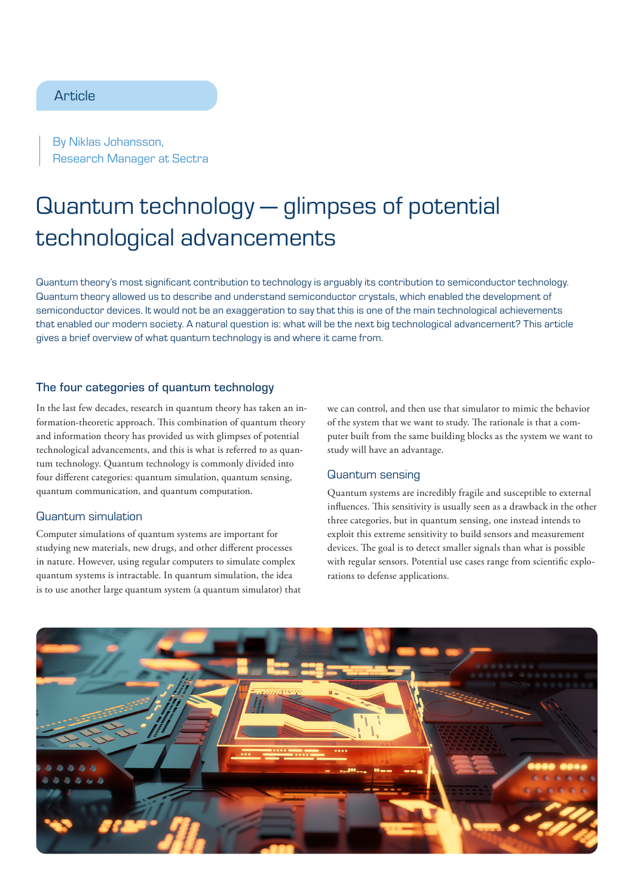Article

By Niklas Johansson,
Research Manager at Sectra

# Quantum technology — glimpses of potential technological advancements

Quantum theory's most significant contribution to technology is arguably its contribution to semiconductor technology. Quantum theory allowed us to describe and understand semiconductor crystals, which enabled the development of semiconductor devices. It would not be an exaggeration to say that this is one of the main technological achievements that enabled our modern society. A natural question is: what will be the next big technological advancement? This article gives a brief overview of what quantum technology is and where it came from.

## The four categories of quantum technology

In the last few decades, research in quantum theory has taken an information-theoretic approach. This combination of quantum theory and information theory has provided us with glimpses of potential technological advancements, and this is what is referred to as quantum technology. Quantum technology is commonly divided into four different categories: quantum simulation, quantum sensing, quantum communication, and quantum computation.

### Quantum simulation

Computer simulations of quantum systems are important for studying new materials, new drugs, and other different processes in nature. However, using regular computers to simulate complex quantum systems is intractable. In quantum simulation, the idea is to use another large quantum system (a quantum simulator) that we can control, and then use that simulator to mimic the behavior of the system that we want to study. The rationale is that a computer built from the same building blocks as the system we want to study will have an advantage.

### Quantum sensing

Quantum systems are incredibly fragile and susceptible to external influences. This sensitivity is usually seen as a drawback in the other three categories, but in quantum sensing, one instead intends to exploit this extreme sensitivity to build sensors and measurement devices. The goal is to detect smaller signals than what is possible with regular sensors. Potential use cases range from scientific explorations to defense applications.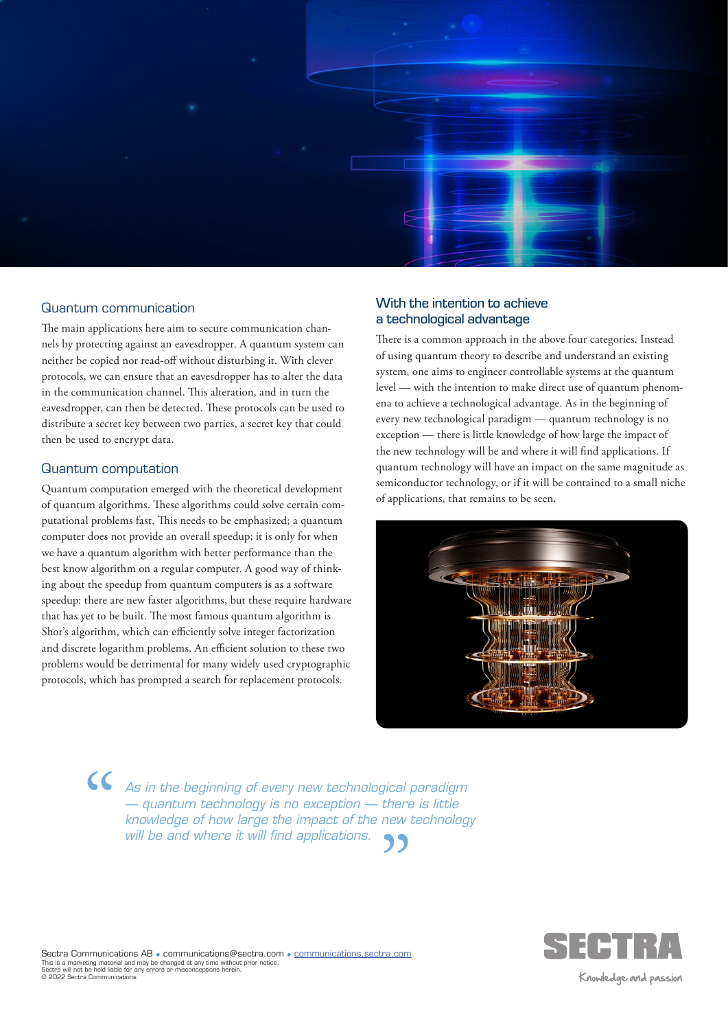## Quantum communication

The main applications here aim to secure communication channels by protecting against an eavesdropper. A quantum system can neither be copied nor read-off without disturbing it. With clever protocols, we can ensure that an eavesdropper has to alter the data in the communication channel. This alteration, and in turn the eavesdropper, can then be detected. These protocols can be used to distribute a secret key between two parties, a secret key that could then be used to encrypt data.

## Quantum computation

Quantum computation emerged with the theoretical development of quantum algorithms. These algorithms could solve certain computational problems fast. This needs to be emphasized; a quantum computer does not provide an overall speedup; it is only for when we have a quantum algorithm with better performance than the best know algorithm on a regular computer. A good way of thinking about the speedup from quantum computers is as a software speedup: there are new faster algorithms, but these require hardware that has yet to be built. The most famous quantum algorithm is Shor's algorithm, which can efficiently solve integer factorization and discrete logarithm problems. An efficient solution to these two problems would be detrimental for many widely used cryptographic protocols, which has prompted a search for replacement protocols.

## With the intention to achieve a technological advantage

There is a common approach in the above four categories. Instead of using quantum theory to describe and understand an existing system, one aims to engineer controllable systems at the quantum level — with the intention to make direct use of quantum phenomena to achieve a technological advantage. As in the beginning of every new technological paradigm — quantum technology is no exception — there is little knowledge of how large the impact of the new technology will be and where it will find applications. If quantum technology will have an impact on the same magnitude as semiconductor technology, or if it will be contained to a small niche of applications, that remains to be seen.

> *"As in the beginning of every new technological paradigm — quantum technology is no exception — there is little knowledge of how large the impact of the new technology will be and where it will find applications."*

Sectra Communications AB • communications@sectra.com • communications.sectra.com
This is a marketing material and may be changed at any time without prior notice.
Sectra will not be held liable for any errors or misconceptions herein.
© 2022 Sectra Communications

SECTRA
Knowledge and passion